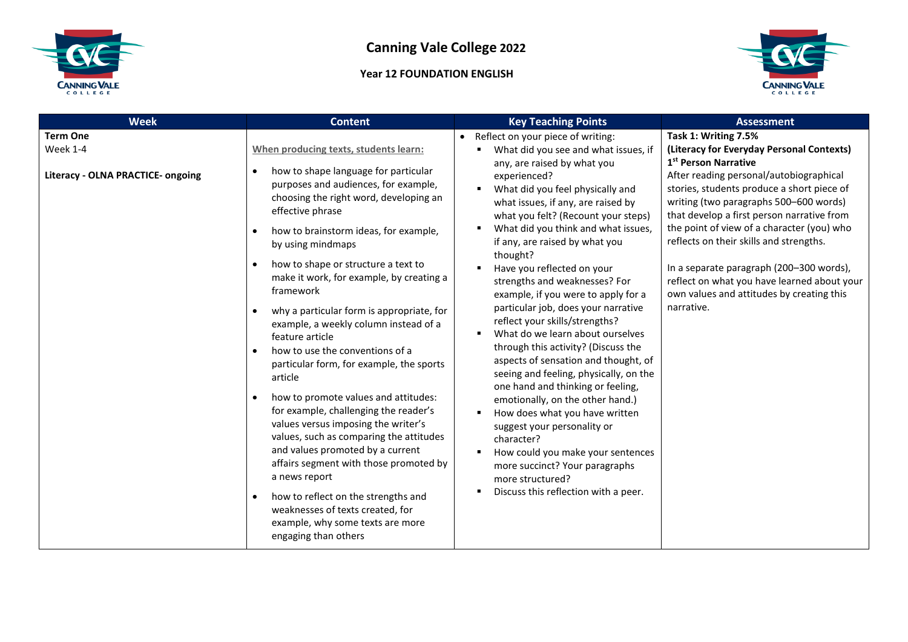# Canning Vale College 2022

## Year 12 FOUNDATION ENGLISH

| Week | Content | Key Teaching Points | Assessment |
|---|---|---|---|
| **Term One**<br>Week 1-4<br><br>**Literacy - OLNA PRACTICE- ongoing** | When producing texts, students learn:<br>• how to shape language for particular purposes and audiences, for example, choosing the right word, developing an effective phrase<br>• how to brainstorm ideas, for example, by using mindmaps<br>• how to shape or structure a text to make it work, for example, by creating a framework<br>• why a particular form is appropriate, for example, a weekly column instead of a feature article<br>• how to use the conventions of a particular form, for example, the sports article<br>• how to promote values and attitudes: for example, challenging the reader's values versus imposing the writer's values, such as comparing the attitudes and values promoted by a current affairs segment with those promoted by a news report<br>• how to reflect on the strengths and weaknesses of texts created, for example, why some texts are more engaging than others | • Reflect on your piece of writing:<br>▪ What did you see and what issues, if any, are raised by what you experienced?<br>▪ What did you feel physically and what issues, if any, are raised by what you felt? (Recount your steps)<br>▪ What did you think and what issues, if any, are raised by what you thought?<br>▪ Have you reflected on your strengths and weaknesses? For example, if you were to apply for a particular job, does your narrative reflect your skills/strengths?<br>▪ What do we learn about ourselves through this activity? (Discuss the aspects of sensation and thought, of seeing and feeling, physically, on the one hand and thinking or feeling, emotionally, on the other hand.)<br>▪ How does what you have written suggest your personality or character?<br>▪ How could you make your sentences more succinct? Your paragraphs more structured?<br>▪ Discuss this reflection with a peer. | **Task 1: Writing 7.5%**<br>**(Literacy for Everyday Personal Contexts)**<br>**1st Person Narrative**<br>After reading personal/autobiographical stories, students produce a short piece of writing (two paragraphs 500–600 words) that develop a first person narrative from the point of view of a character (you) who reflects on their skills and strengths.<br><br>In a separate paragraph (200–300 words), reflect on what you have learned about your own values and attitudes by creating this narrative. |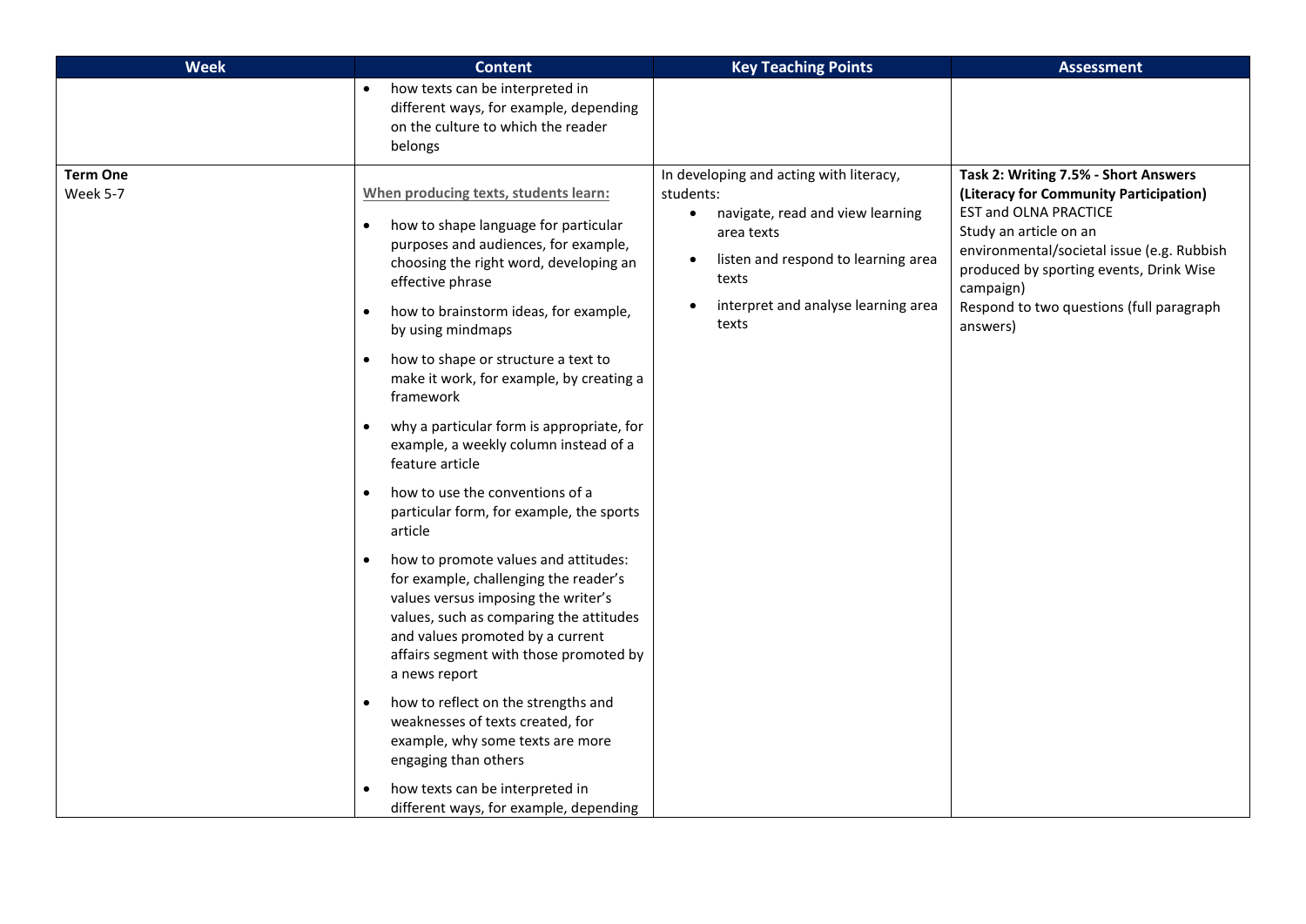| Week | Content | Key Teaching Points | Assessment |
|---|---|---|---|
| | • how texts can be interpreted in different ways, for example, depending on the culture to which the reader belongs | | |
| **Term One**<br>Week 5-7 | **When producing texts, students learn:**<br>• how to shape language for particular purposes and audiences, for example, choosing the right word, developing an effective phrase<br>• how to brainstorm ideas, for example, by using mindmaps<br>• how to shape or structure a text to make it work, for example, by creating a framework<br>• why a particular form is appropriate, for example, a weekly column instead of a feature article<br>• how to use the conventions of a particular form, for example, the sports article<br>• how to promote values and attitudes: for example, challenging the reader's values versus imposing the writer's values, such as comparing the attitudes and values promoted by a current affairs segment with those promoted by a news report<br>• how to reflect on the strengths and weaknesses of texts created, for example, why some texts are more engaging than others<br>• how texts can be interpreted in different ways, for example, depending | In developing and acting with literacy, students:<br>• navigate, read and view learning area texts<br>• listen and respond to learning area texts<br>• interpret and analyse learning area texts | **Task 2: Writing 7.5% - Short Answers (Literacy for Community Participation)**<br>EST and OLNA PRACTICE<br>Study an article on an environmental/societal issue (e.g. Rubbish produced by sporting events, Drink Wise campaign)<br>Respond to two questions (full paragraph answers) |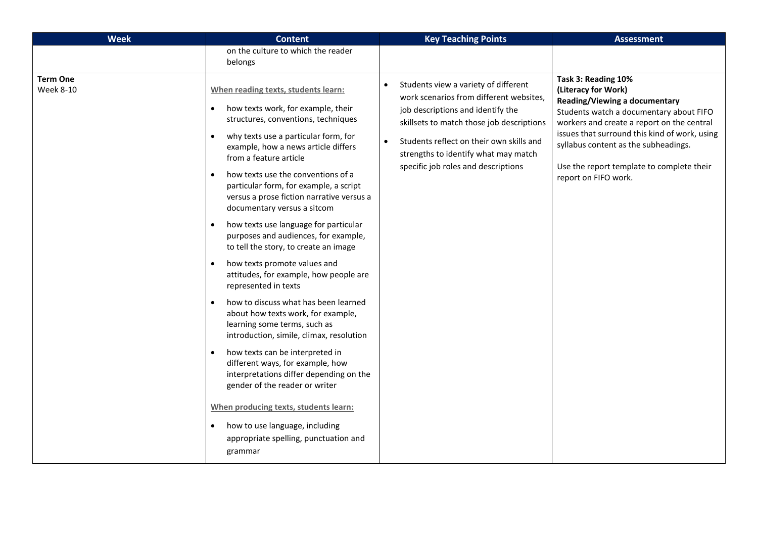| Week | Content | Key Teaching Points | Assessment |
|---|---|---|---|
| | on the culture to which the reader belongs | | |
| **Term One**<br>Week 8-10 | **When reading texts, students learn:**<br>• how texts work, for example, their structures, conventions, techniques<br>• why texts use a particular form, for example, how a news article differs from a feature article<br>• how texts use the conventions of a particular form, for example, a script versus a prose fiction narrative versus a documentary versus a sitcom<br>• how texts use language for particular purposes and audiences, for example, to tell the story, to create an image<br>• how texts promote values and attitudes, for example, how people are represented in texts<br>• how to discuss what has been learned about how texts work, for example, learning some terms, such as introduction, simile, climax, resolution<br>• how texts can be interpreted in different ways, for example, how interpretations differ depending on the gender of the reader or writer<br><br>**When producing texts, students learn:**<br>• how to use language, including appropriate spelling, punctuation and grammar | • Students view a variety of different work scenarios from different websites, job descriptions and identify the skillsets to match those job descriptions<br>• Students reflect on their own skills and strengths to identify what may match specific job roles and descriptions | **Task 3: Reading 10%**<br>**(Literacy for Work)**<br>**Reading/Viewing a documentary**<br>Students watch a documentary about FIFO workers and create a report on the central issues that surround this kind of work, using syllabus content as the subheadings.<br><br>Use the report template to complete their report on FIFO work. |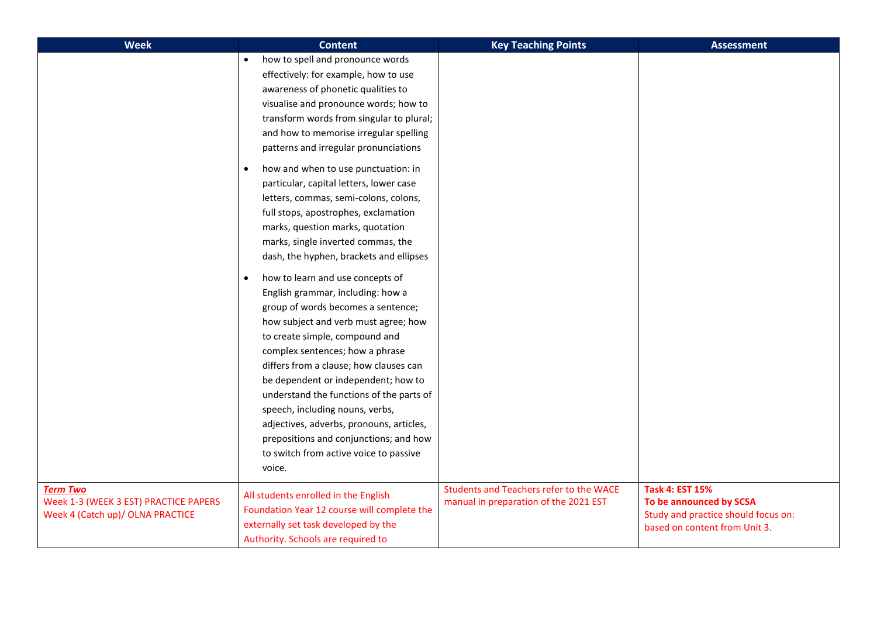| Week | Content | Key Teaching Points | Assessment |
|---|---|---|---|
| | • how to spell and pronounce words effectively: for example, how to use awareness of phonetic qualities to visualise and pronounce words; how to transform words from singular to plural; and how to memorise irregular spelling patterns and irregular pronunciations<br>• how and when to use punctuation: in particular, capital letters, lower case letters, commas, semi-colons, colons, full stops, apostrophes, exclamation marks, question marks, quotation marks, single inverted commas, the dash, the hyphen, brackets and ellipses<br>• how to learn and use concepts of English grammar, including: how a group of words becomes a sentence; how subject and verb must agree; how to create simple, compound and complex sentences; how a phrase differs from a clause; how clauses can be dependent or independent; how to understand the functions of the parts of speech, including nouns, verbs, adjectives, adverbs, pronouns, articles, prepositions and conjunctions; and how to switch from active voice to passive voice. | | |
| ***Term Two***<br>Week 1-3 (WEEK 3 EST) PRACTICE PAPERS<br>Week 4 (Catch up)/ OLNA PRACTICE | All students enrolled in the English Foundation Year 12 course will complete the externally set task developed by the Authority. Schools are required to | Students and Teachers refer to the WACE manual in preparation of the 2021 EST | **Task 4: EST 15%**<br>**To be announced by SCSA**<br>Study and practice should focus on: based on content from Unit 3. |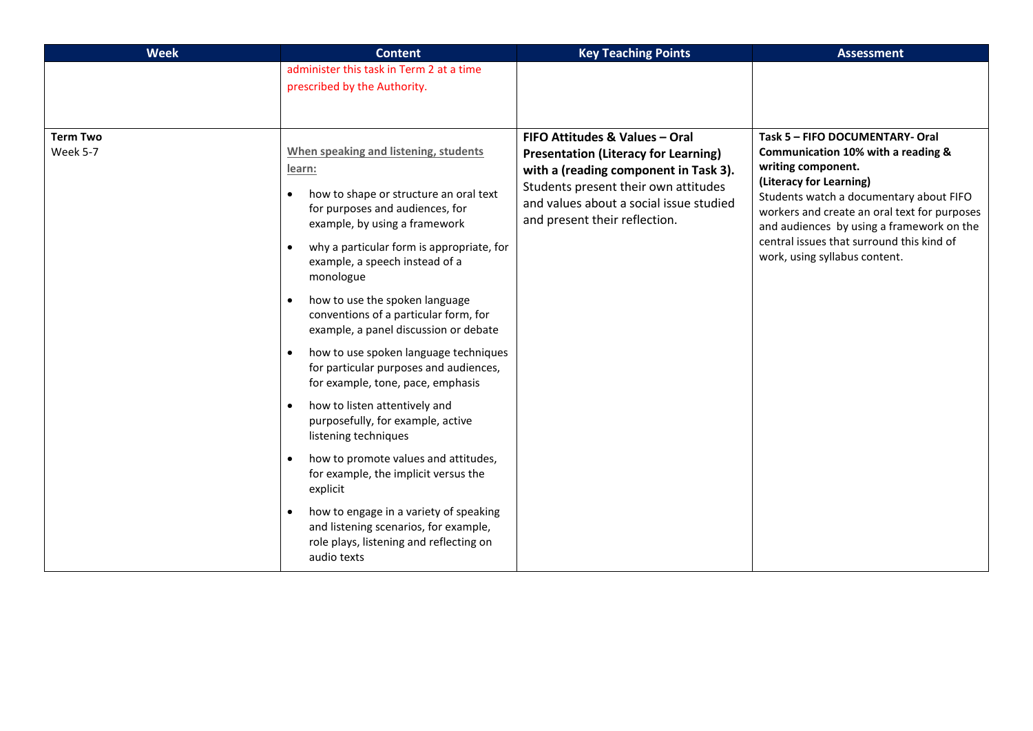| Week | Content | Key Teaching Points | Assessment |
| --- | --- | --- | --- |
| | administer this task in Term 2 at a time prescribed by the Authority. | | |
| **Term Two**<br>Week 5-7 | **When speaking and listening, students learn:**<br>• how to shape or structure an oral text for purposes and audiences, for example, by using a framework<br>• why a particular form is appropriate, for example, a speech instead of a monologue<br>• how to use the spoken language conventions of a particular form, for example, a panel discussion or debate<br>• how to use spoken language techniques for particular purposes and audiences, for example, tone, pace, emphasis<br>• how to listen attentively and purposefully, for example, active listening techniques<br>• how to promote values and attitudes, for example, the implicit versus the explicit<br>• how to engage in a variety of speaking and listening scenarios, for example, role plays, listening and reflecting on audio texts | **FIFO Attitudes & Values – Oral Presentation (Literacy for Learning) with a (reading component in Task 3).** Students present their own attitudes and values about a social issue studied and present their reflection. | **Task 5 – FIFO DOCUMENTARY- Oral Communication 10% with a reading & writing component.**<br>**(Literacy for Learning)**<br>Students watch a documentary about FIFO workers and create an oral text for purposes and audiences by using a framework on the central issues that surround this kind of work, using syllabus content. |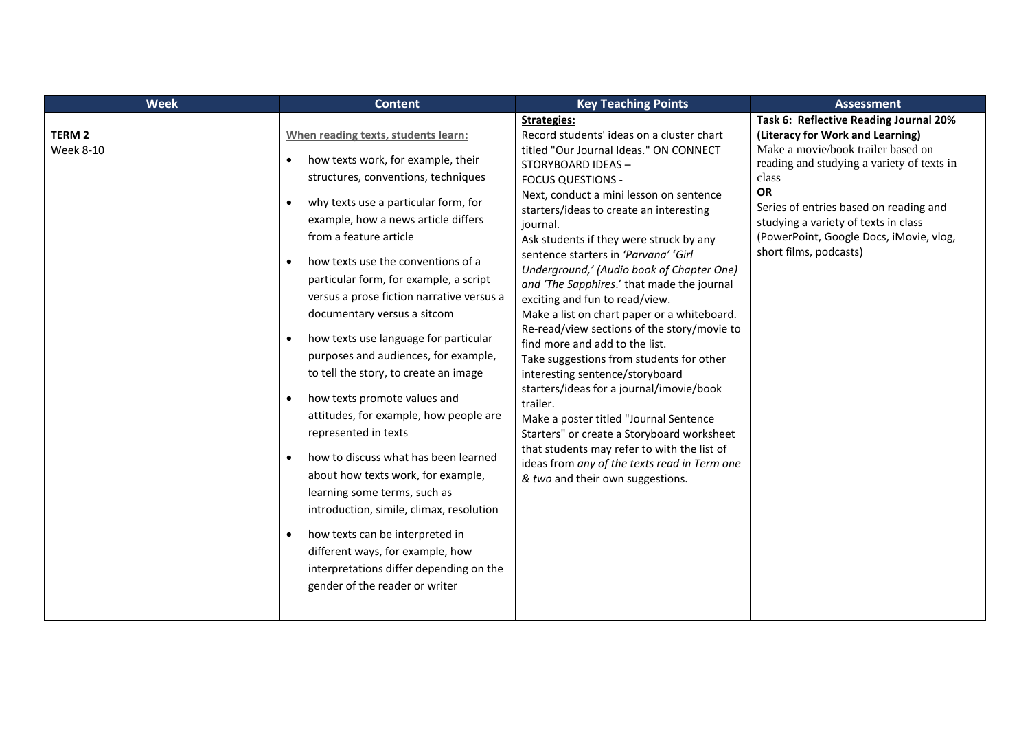| Week | Content | Key Teaching Points | Assessment |
|---|---|---|---|
| **TERM 2**<br>Week 8-10 | When reading texts, students learn:<br>• how texts work, for example, their structures, conventions, techniques<br>• why texts use a particular form, for example, how a news article differs from a feature article<br>• how texts use the conventions of a particular form, for example, a script versus a prose fiction narrative versus a documentary versus a sitcom<br>• how texts use language for particular purposes and audiences, for example, to tell the story, to create an image<br>• how texts promote values and attitudes, for example, how people are represented in texts<br>• how to discuss what has been learned about how texts work, for example, learning some terms, such as introduction, simile, climax, resolution<br>• how texts can be interpreted in different ways, for example, how interpretations differ depending on the gender of the reader or writer | **Strategies:**<br>Record students' ideas on a cluster chart titled "Our Journal Ideas." ON CONNECT STORYBOARD IDEAS – FOCUS QUESTIONS -<br>Next, conduct a mini lesson on sentence starters/ideas to create an interesting journal.<br>Ask students if they were struck by any sentence starters in *'Parvana' 'Girl Underground,' (Audio book of Chapter One) and 'The Sapphires*.' that made the journal exciting and fun to read/view.<br>Make a list on chart paper or a whiteboard. Re-read/view sections of the story/movie to find more and add to the list.<br>Take suggestions from students for other interesting sentence/storyboard starters/ideas for a journal/imovie/book trailer.<br>Make a poster titled "Journal Sentence Starters" or create a Storyboard worksheet that students may refer to with the list of ideas from *any of the texts read in Term one & two* and their own suggestions. | **Task 6: Reflective Reading Journal 20% (Literacy for Work and Learning)**<br>Make a movie/book trailer based on reading and studying a variety of texts in class<br>**OR**<br>Series of entries based on reading and studying a variety of texts in class (PowerPoint, Google Docs, iMovie, vlog, short films, podcasts) |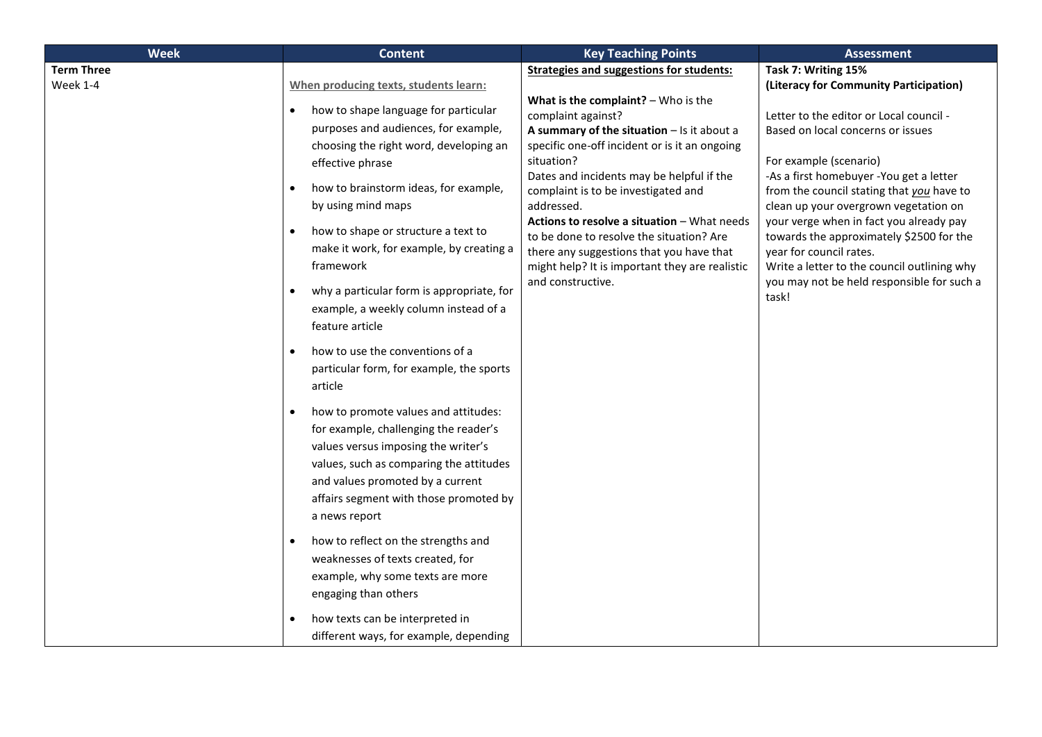| Week | Content | Key Teaching Points | Assessment |
|---|---|---|---|
| **Term Three**<br>Week 1-4 | **When producing texts, students learn:**<br>• how to shape language for particular purposes and audiences, for example, choosing the right word, developing an effective phrase<br>• how to brainstorm ideas, for example, by using mind maps<br>• how to shape or structure a text to make it work, for example, by creating a framework<br>• why a particular form is appropriate, for example, a weekly column instead of a feature article<br>• how to use the conventions of a particular form, for example, the sports article<br>• how to promote values and attitudes: for example, challenging the reader's values versus imposing the writer's values, such as comparing the attitudes and values promoted by a current affairs segment with those promoted by a news report<br>• how to reflect on the strengths and weaknesses of texts created, for example, why some texts are more engaging than others<br>• how texts can be interpreted in different ways, for example, depending | **Strategies and suggestions for students:**<br><br>**What is the complaint?** – Who is the complaint against?<br>**A summary of the situation** – Is it about a specific one-off incident or is it an ongoing situation?<br>Dates and incidents may be helpful if the complaint is to be investigated and addressed.<br>**Actions to resolve a situation** – What needs to be done to resolve the situation? Are there any suggestions that you have that might help? It is important they are realistic and constructive. | **Task 7: Writing 15%**<br>**(Literacy for Community Participation)**<br><br>Letter to the editor or Local council - Based on local concerns or issues<br><br>For example (scenario)<br>-As a first homebuyer -You get a letter from the council stating that ***you*** have to clean up your overgrown vegetation on your verge when in fact you already pay towards the approximately $2500 for the year for council rates.<br>Write a letter to the council outlining why you may not be held responsible for such a task! |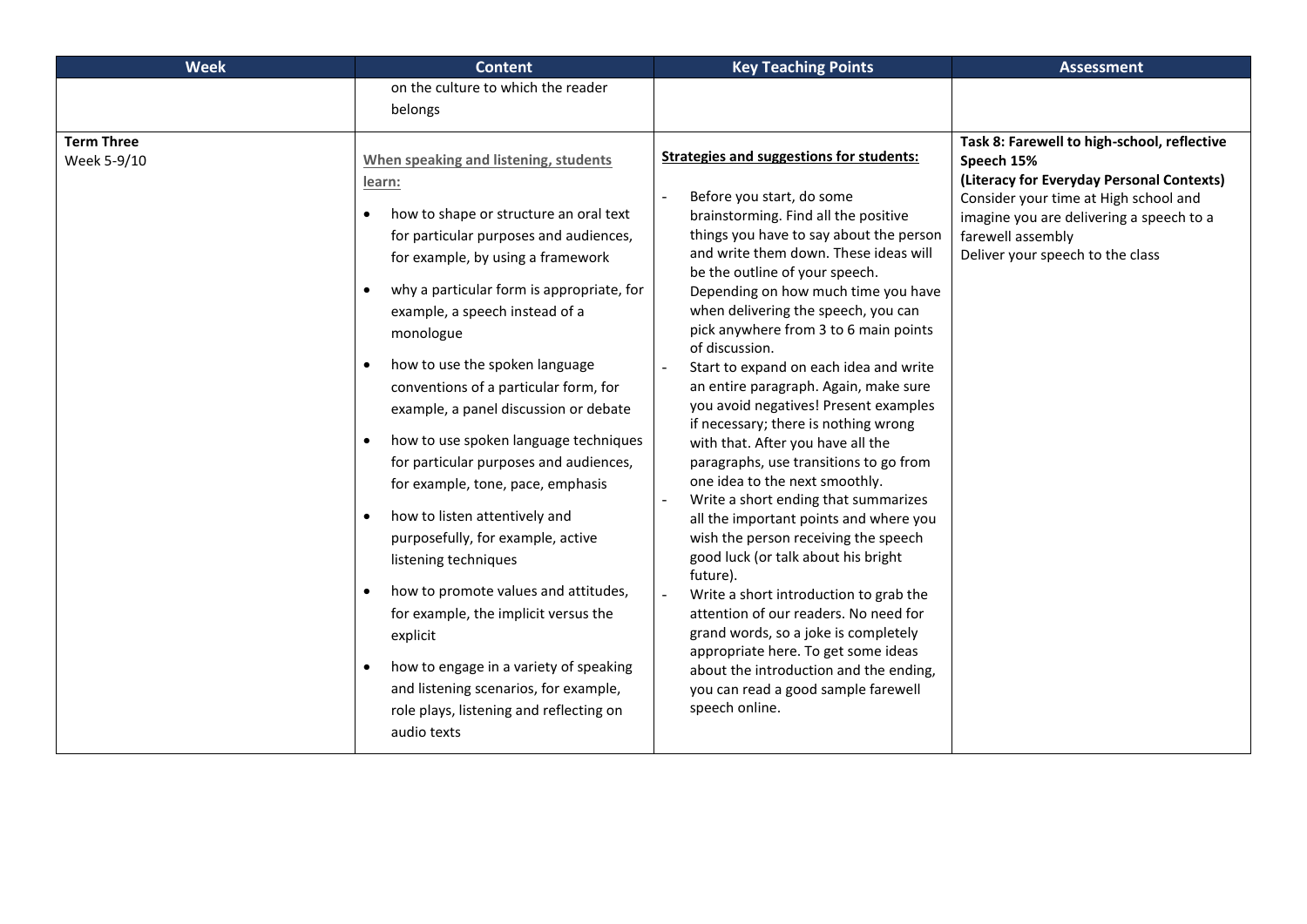| Week | Content | Key Teaching Points | Assessment |
|---|---|---|---|
| | on the culture to which the reader belongs | | |
| **Term Three**<br>Week 5-9/10 | **When speaking and listening, students learn:**<br>• how to shape or structure an oral text for particular purposes and audiences, for example, by using a framework<br>• why a particular form is appropriate, for example, a speech instead of a monologue<br>• how to use the spoken language conventions of a particular form, for example, a panel discussion or debate<br>• how to use spoken language techniques for particular purposes and audiences, for example, tone, pace, emphasis<br>• how to listen attentively and purposefully, for example, active listening techniques<br>• how to promote values and attitudes, for example, the implicit versus the explicit<br>• how to engage in a variety of speaking and listening scenarios, for example, role plays, listening and reflecting on audio texts | **Strategies and suggestions for students:**<br>- Before you start, do some brainstorming. Find all the positive things you have to say about the person and write them down. These ideas will be the outline of your speech. Depending on how much time you have when delivering the speech, you can pick anywhere from 3 to 6 main points of discussion.<br>- Start to expand on each idea and write an entire paragraph. Again, make sure you avoid negatives! Present examples if necessary; there is nothing wrong with that. After you have all the paragraphs, use transitions to go from one idea to the next smoothly.<br>- Write a short ending that summarizes all the important points and where you wish the person receiving the speech good luck (or talk about his bright future).<br>- Write a short introduction to grab the attention of our readers. No need for grand words, so a joke is completely appropriate here. To get some ideas about the introduction and the ending, you can read a good sample farewell speech online. | **Task 8: Farewell to high-school, reflective Speech 15%**<br>**(Literacy for Everyday Personal Contexts)**<br>Consider your time at High school and imagine you are delivering a speech to a farewell assembly<br>Deliver your speech to the class |